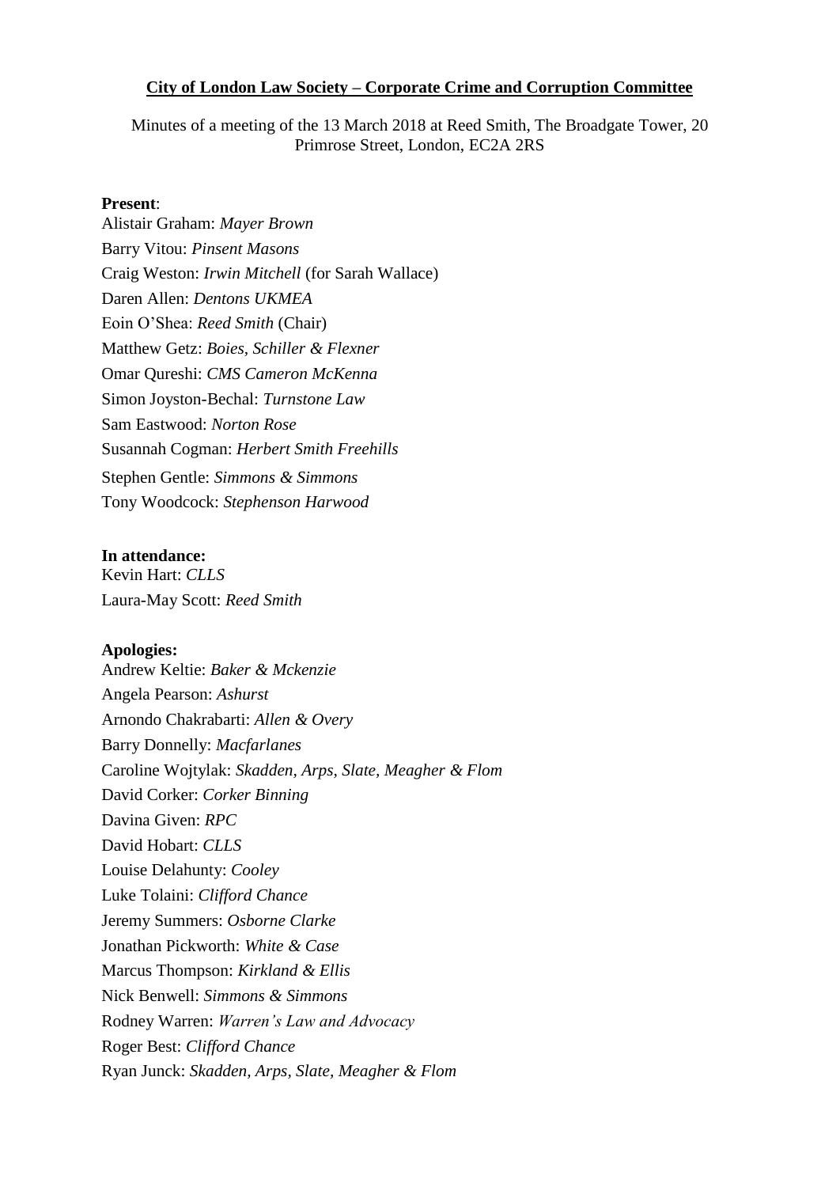**City of London Law Society – Corporate Crime and Corruption Committee**

Minutes of a meeting of the 13 March 2018 at Reed Smith, The Broadgate Tower, 20 Primrose Street, London, EC2A 2RS

**Present**:
Alistair Graham: *Mayer Brown*
Barry Vitou: *Pinsent Masons*
Craig Weston: *Irwin Mitchell* (for Sarah Wallace)
Daren Allen: *Dentons UKMEA*
Eoin O'Shea: *Reed Smith* (Chair)
Matthew Getz: *Boies, Schiller & Flexner*
Omar Qureshi: *CMS Cameron McKenna*
Simon Joyston-Bechal: *Turnstone Law*
Sam Eastwood: *Norton Rose*
Susannah Cogman: *Herbert Smith Freehills*
Stephen Gentle: *Simmons & Simmons*
Tony Woodcock: *Stephenson Harwood*

**In attendance:**
Kevin Hart: *CLLS*
Laura-May Scott: *Reed Smith*

**Apologies:**
Andrew Keltie: *Baker & Mckenzie*
Angela Pearson: *Ashurst*
Arnondo Chakrabarti: *Allen & Overy*
Barry Donnelly: *Macfarlanes*
Caroline Wojtylak: *Skadden, Arps, Slate, Meagher & Flom*
David Corker: *Corker Binning*
Davina Given: *RPC*
David Hobart: *CLLS*
Louise Delahunty: *Cooley*
Luke Tolaini: *Clifford Chance*
Jeremy Summers: *Osborne Clarke*
Jonathan Pickworth: *White & Case*
Marcus Thompson: *Kirkland & Ellis*
Nick Benwell: *Simmons & Simmons*
Rodney Warren: *Warren's Law and Advocacy*
Roger Best: *Clifford Chance*
Ryan Junck: *Skadden, Arps, Slate, Meagher & Flom*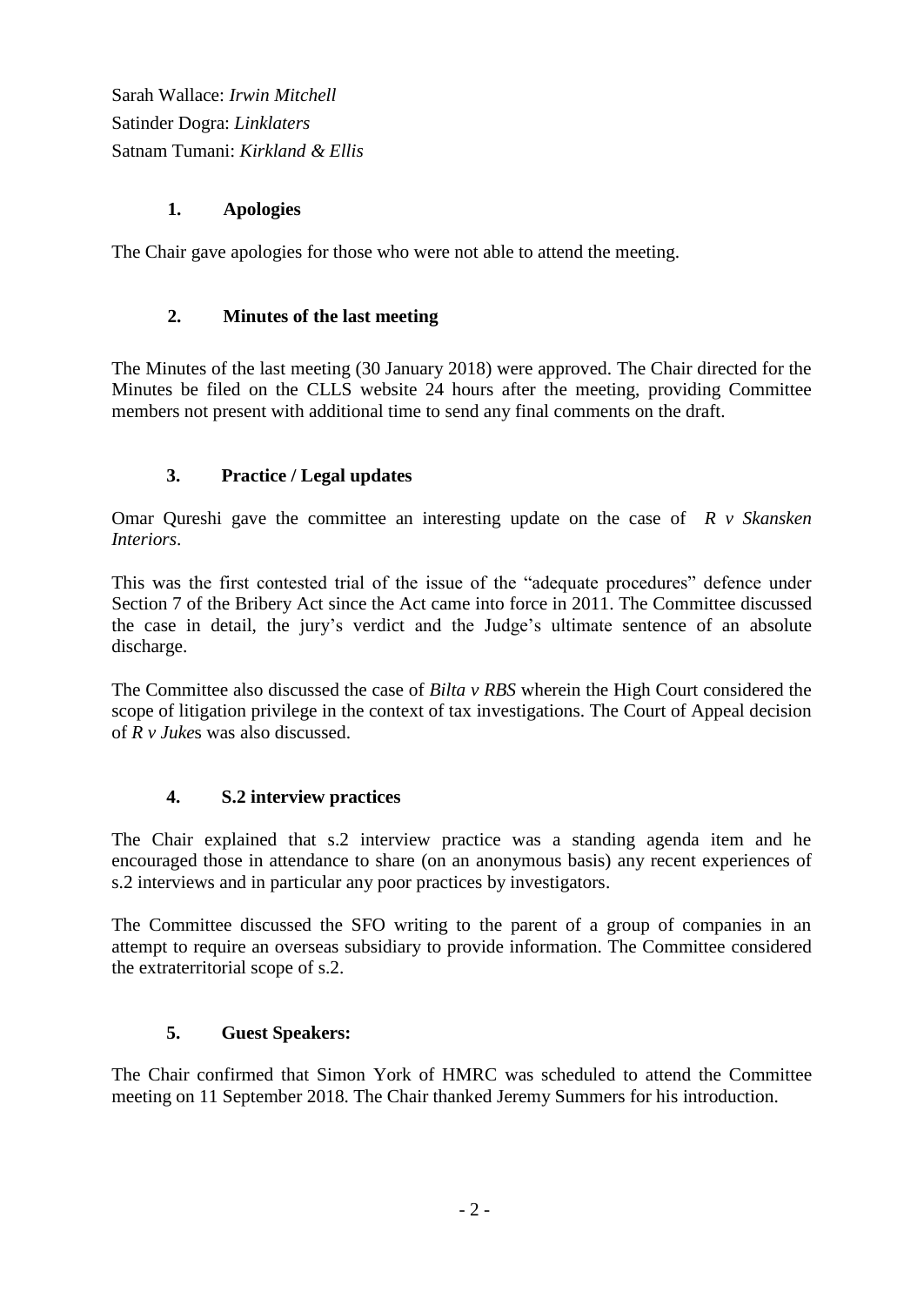Sarah Wallace: *Irwin Mitchell*
Satinder Dogra: *Linklaters*
Satnam Tumani: *Kirkland & Ellis*

## 1. Apologies

The Chair gave apologies for those who were not able to attend the meeting.

## 2. Minutes of the last meeting

The Minutes of the last meeting (30 January 2018) were approved. The Chair directed for the Minutes be filed on the CLLS website 24 hours after the meeting, providing Committee members not present with additional time to send any final comments on the draft.

## 3. Practice / Legal updates

Omar Qureshi gave the committee an interesting update on the case of *R v Skansken Interiors*.

This was the first contested trial of the issue of the "adequate procedures" defence under Section 7 of the Bribery Act since the Act came into force in 2011. The Committee discussed the case in detail, the jury's verdict and the Judge's ultimate sentence of an absolute discharge.

The Committee also discussed the case of *Bilta v RBS* wherein the High Court considered the scope of litigation privilege in the context of tax investigations. The Court of Appeal decision of *R v Juke*s was also discussed.

## 4. S.2 interview practices

The Chair explained that s.2 interview practice was a standing agenda item and he encouraged those in attendance to share (on an anonymous basis) any recent experiences of s.2 interviews and in particular any poor practices by investigators.

The Committee discussed the SFO writing to the parent of a group of companies in an attempt to require an overseas subsidiary to provide information. The Committee considered the extraterritorial scope of s.2.

## 5. Guest Speakers:

The Chair confirmed that Simon York of HMRC was scheduled to attend the Committee meeting on 11 September 2018. The Chair thanked Jeremy Summers for his introduction.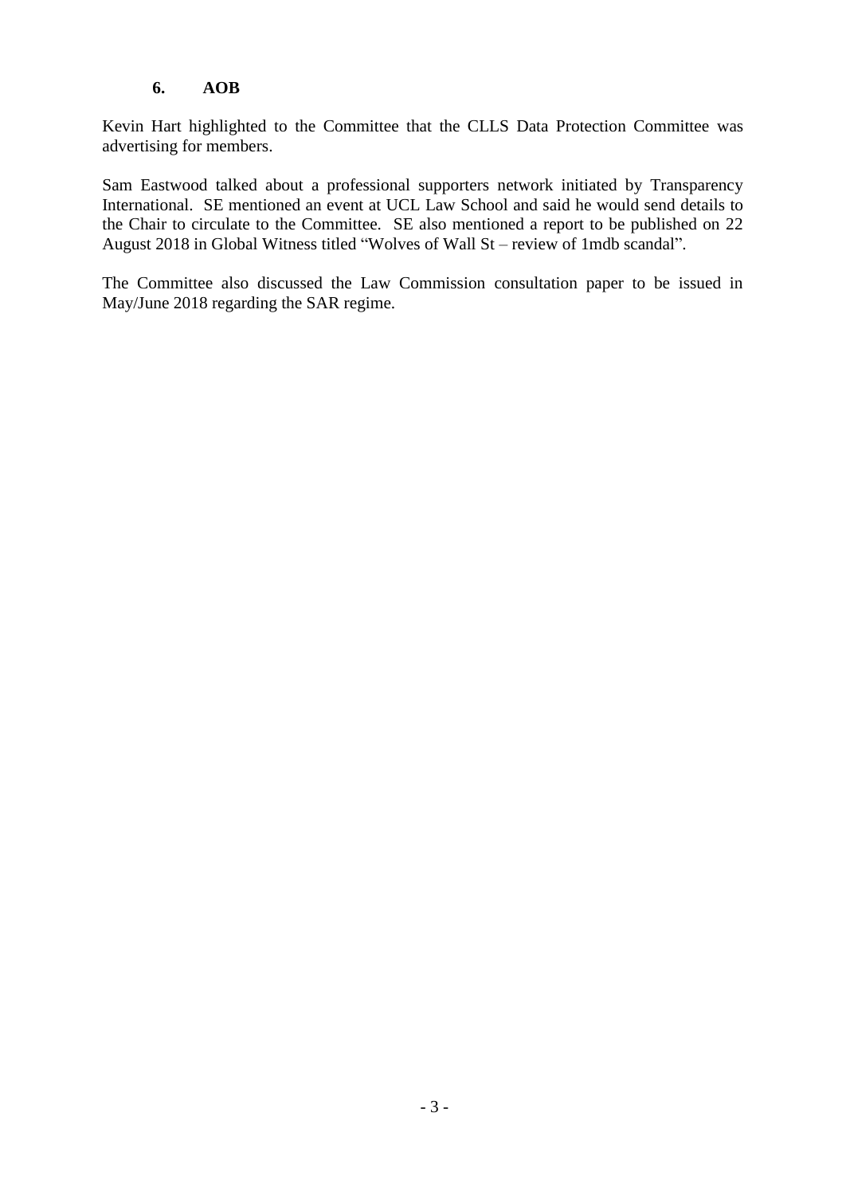## 6. AOB

Kevin Hart highlighted to the Committee that the CLLS Data Protection Committee was advertising for members.

Sam Eastwood talked about a professional supporters network initiated by Transparency International. SE mentioned an event at UCL Law School and said he would send details to the Chair to circulate to the Committee. SE also mentioned a report to be published on 22 August 2018 in Global Witness titled "Wolves of Wall St – review of 1mdb scandal".

The Committee also discussed the Law Commission consultation paper to be issued in May/June 2018 regarding the SAR regime.